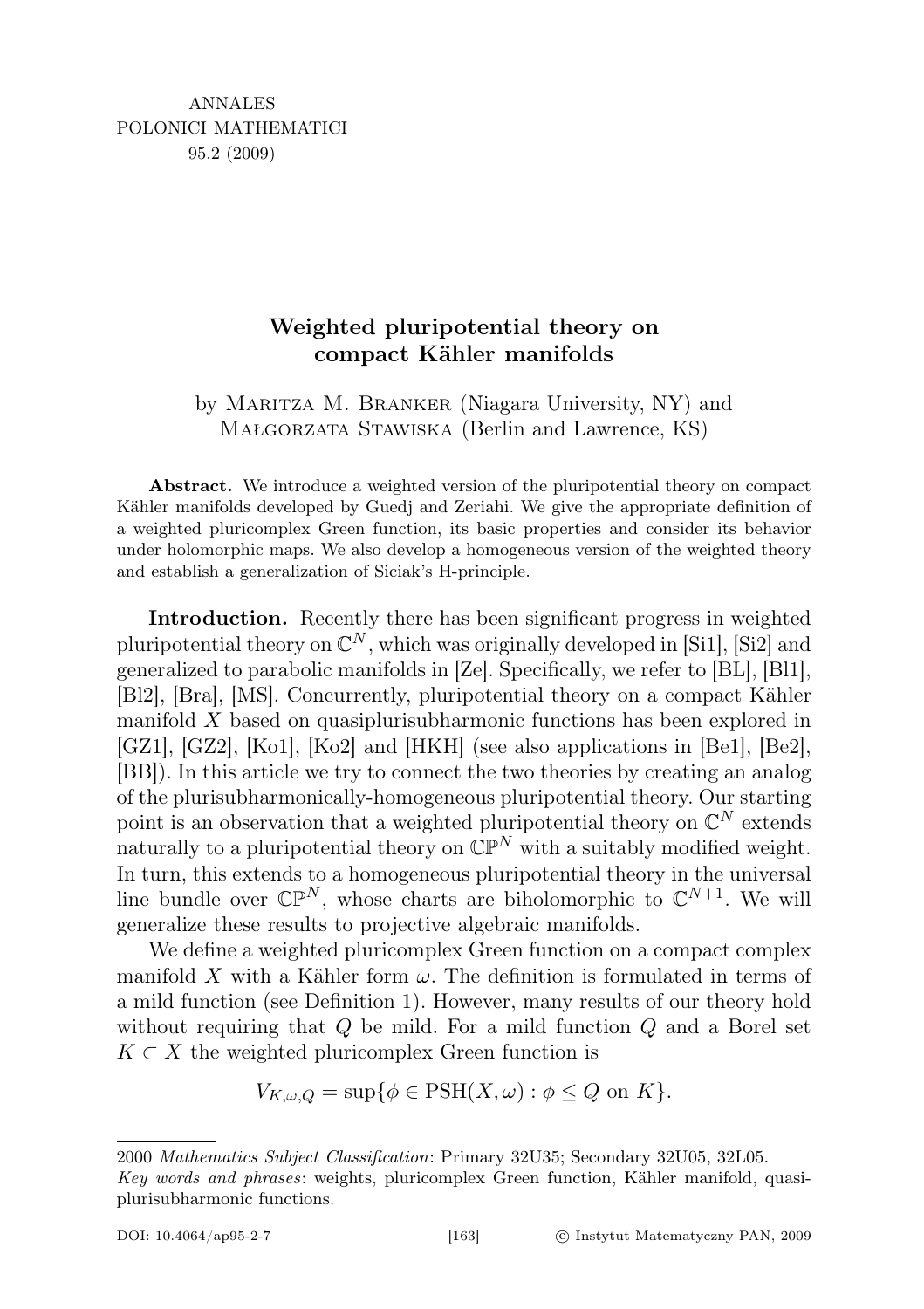ANNALES
POLONICI MATHEMATICI
95.2 (2009)

# Weighted pluripotential theory on compact Kähler manifolds

by Maritza M. Branker (Niagara University, NY) and Małgorzata Stawiska (Berlin and Lawrence, KS)

**Abstract.** We introduce a weighted version of the pluripotential theory on compact Kähler manifolds developed by Guedj and Zeriahi. We give the appropriate definition of a weighted pluricomplex Green function, its basic properties and consider its behavior under holomorphic maps. We also develop a homogeneous version of the weighted theory and establish a generalization of Siciak's H-principle.

**Introduction.** Recently there has been significant progress in weighted pluripotential theory on $\mathbb{C}^N$, which was originally developed in [Si1], [Si2] and generalized to parabolic manifolds in [Ze]. Specifically, we refer to [BL], [Bl1], [Bl2], [Bra], [MS]. Concurrently, pluripotential theory on a compact Kähler manifold $X$ based on quasiplurisubharmonic functions has been explored in [GZ1], [GZ2], [Ko1], [Ko2] and [HKH] (see also applications in [Be1], [Be2], [BB]). In this article we try to connect the two theories by creating an analog of the plurisubharmonically-homogeneous pluripotential theory. Our starting point is an observation that a weighted pluripotential theory on $\mathbb{C}^N$ extends naturally to a pluripotential theory on $\mathbb{CP}^N$ with a suitably modified weight. In turn, this extends to a homogeneous pluripotential theory in the universal line bundle over $\mathbb{CP}^N$, whose charts are biholomorphic to $\mathbb{C}^{N+1}$. We will generalize these results to projective algebraic manifolds.

We define a weighted pluricomplex Green function on a compact complex manifold $X$ with a Kähler form $\omega$. The definition is formulated in terms of a mild function (see Definition 1). However, many results of our theory hold without requiring that $Q$ be mild. For a mild function $Q$ and a Borel set $K \subset X$ the weighted pluricomplex Green function is

$$V_{K,\omega,Q} = \sup\{\phi \in \mathrm{PSH}(X,\omega) : \phi \leq Q \text{ on } K\}.$$

2000 *Mathematics Subject Classification*: Primary 32U35; Secondary 32U05, 32L05.
*Key words and phrases*: weights, pluricomplex Green function, Kähler manifold, quasiplurisubharmonic functions.

DOI: 10.4064/ap95-2-7 © Instytut Matematyczny PAN, 2009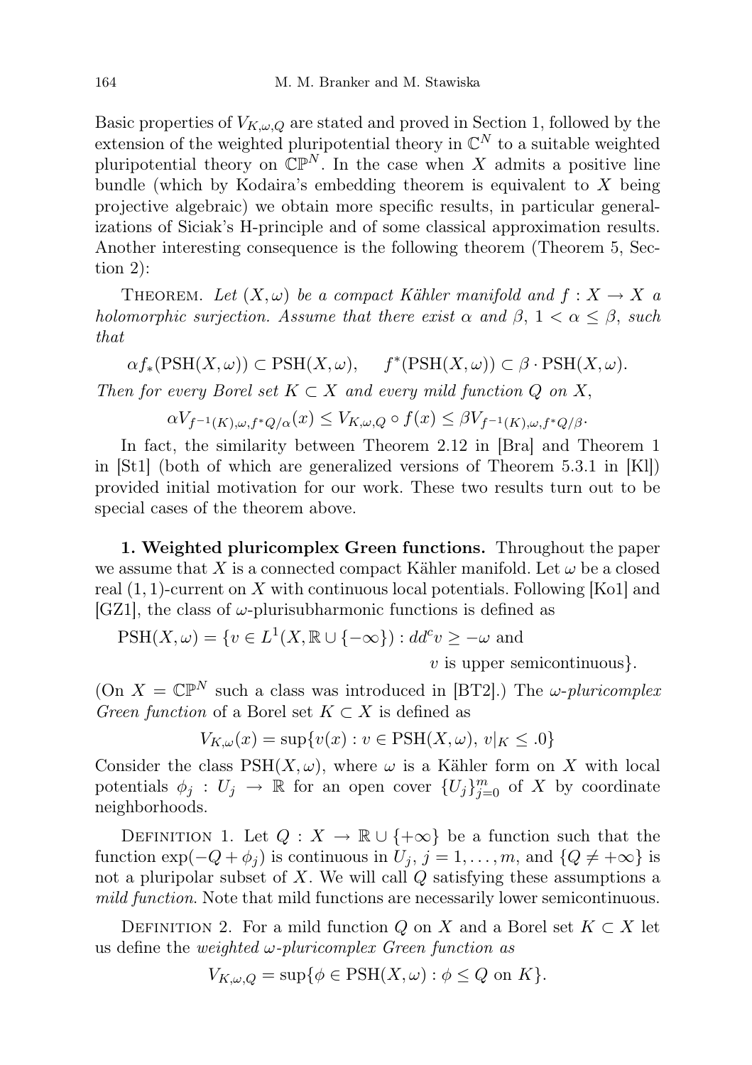Basic properties of $V_{K,\omega,Q}$ are stated and proved in Section 1, followed by the extension of the weighted pluripotential theory in $\mathbb{C}^N$ to a suitable weighted pluripotential theory on $\mathbb{CP}^N$. In the case when $X$ admits a positive line bundle (which by Kodaira's embedding theorem is equivalent to $X$ being projective algebraic) we obtain more specific results, in particular generalizations of Siciak's H-principle and of some classical approximation results. Another interesting consequence is the following theorem (Theorem 5, Section 2):

THEOREM. *Let $(X,\omega)$ be a compact Kähler manifold and $f : X \to X$ a holomorphic surjection. Assume that there exist $\alpha$ and $\beta$, $1 < \alpha \leq \beta$, such that*

$$\alpha f_*(\mathrm{PSH}(X,\omega)) \subset \mathrm{PSH}(X,\omega), \qquad f^*(\mathrm{PSH}(X,\omega)) \subset \beta \cdot \mathrm{PSH}(X,\omega).$$

*Then for every Borel set $K \subset X$ and every mild function $Q$ on $X$,*

$$\alpha V_{f^{-1}(K),\omega,f^*Q/\alpha}(x) \leq V_{K,\omega,Q} \circ f(x) \leq \beta V_{f^{-1}(K),\omega,f^*Q/\beta}.$$

In fact, the similarity between Theorem 2.12 in [Bra] and Theorem 1 in [St1] (both of which are generalized versions of Theorem 5.3.1 in [Kl]) provided initial motivation for our work. These two results turn out to be special cases of the theorem above.

**1. Weighted pluricomplex Green functions.** Throughout the paper we assume that $X$ is a connected compact Kähler manifold. Let $\omega$ be a closed real $(1,1)$-current on $X$ with continuous local potentials. Following [Ko1] and [GZ1], the class of $\omega$-plurisubharmonic functions is defined as

$$\mathrm{PSH}(X,\omega) = \{v \in L^1(X, \mathbb{R} \cup \{-\infty\}) : dd^c v \geq -\omega \text{ and } v \text{ is upper semicontinuous}\}.$$

(On $X = \mathbb{CP}^N$ such a class was introduced in [BT2].) The *$\omega$-pluricomplex Green function* of a Borel set $K \subset X$ is defined as

$$V_{K,\omega}(x) = \sup\{v(x) : v \in \mathrm{PSH}(X,\omega),\ v|_K \leq .0\}$$

Consider the class $\mathrm{PSH}(X,\omega)$, where $\omega$ is a Kähler form on $X$ with local potentials $\phi_j : U_j \to \mathbb{R}$ for an open cover $\{U_j\}_{j=0}^m$ of $X$ by coordinate neighborhoods.

DEFINITION 1. Let $Q : X \to \mathbb{R} \cup \{+\infty\}$ be a function such that the function $\exp(-Q + \phi_j)$ is continuous in $U_j$, $j = 1, \ldots, m$, and $\{Q \neq +\infty\}$ is not a pluripolar subset of $X$. We will call $Q$ satisfying these assumptions a *mild function*. Note that mild functions are necessarily lower semicontinuous.

DEFINITION 2. For a mild function $Q$ on $X$ and a Borel set $K \subset X$ let us define the *weighted $\omega$-pluricomplex Green function as*

$$V_{K,\omega,Q} = \sup\{\phi \in \mathrm{PSH}(X,\omega) : \phi \leq Q \text{ on } K\}.$$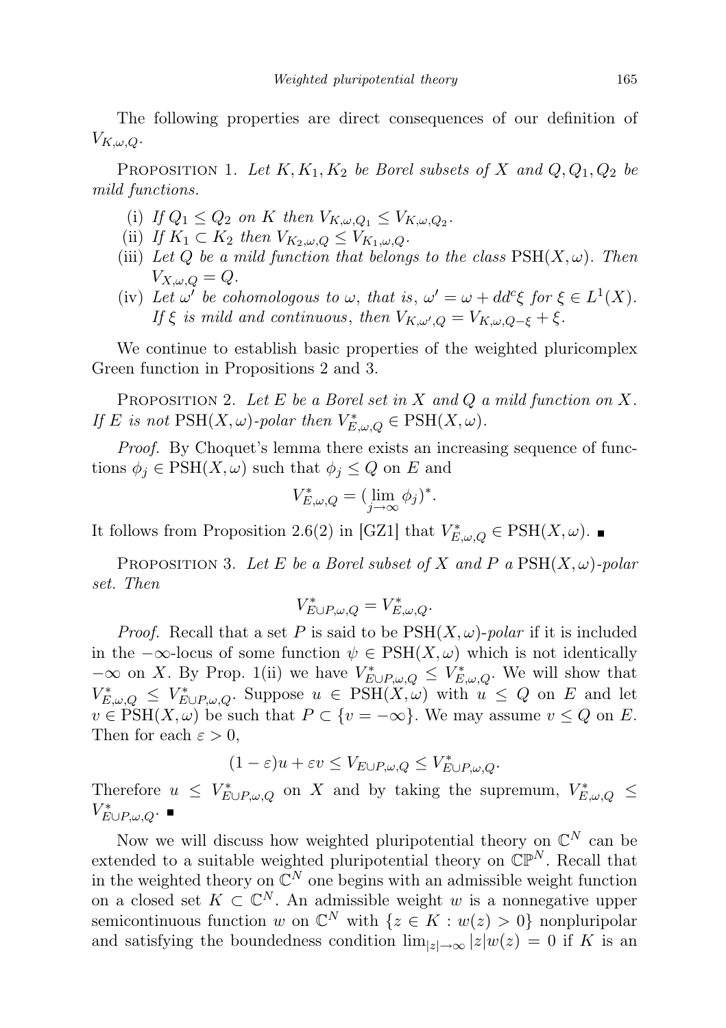The following properties are direct consequences of our definition of $V_{K,\omega,Q}$.

Proposition 1. *Let $K, K_1, K_2$ be Borel subsets of $X$ and $Q, Q_1, Q_2$ be mild functions.*

(i) *If $Q_1 \le Q_2$ on $K$ then $V_{K,\omega,Q_1} \le V_{K,\omega,Q_2}$.*
(ii) *If $K_1 \subset K_2$ then $V_{K_2,\omega,Q} \le V_{K_1,\omega,Q}$.*
(iii) *Let $Q$ be a mild function that belongs to the class $\mathrm{PSH}(X,\omega)$. Then $V_{X,\omega,Q} = Q$.*
(iv) *Let $\omega'$ be cohomologous to $\omega$, that is, $\omega' = \omega + dd^c\xi$ for $\xi \in L^1(X)$. If $\xi$ is mild and continuous, then $V_{K,\omega',Q} = V_{K,\omega,Q-\xi} + \xi$.*

We continue to establish basic properties of the weighted pluricomplex Green function in Propositions 2 and 3.

Proposition 2. *Let $E$ be a Borel set in $X$ and $Q$ a mild function on $X$. If $E$ is not $\mathrm{PSH}(X,\omega)$-polar then $V^*_{E,\omega,Q} \in \mathrm{PSH}(X,\omega)$.*

*Proof.* By Choquet's lemma there exists an increasing sequence of functions $\phi_j \in \mathrm{PSH}(X,\omega)$ such that $\phi_j \le Q$ on $E$ and

$$V^*_{E,\omega,Q} = (\lim_{j\to\infty} \phi_j)^*.$$

It follows from Proposition 2.6(2) in [GZ1] that $V^*_{E,\omega,Q} \in \mathrm{PSH}(X,\omega)$. ∎

Proposition 3. *Let $E$ be a Borel subset of $X$ and $P$ a $\mathrm{PSH}(X,\omega)$-polar set. Then*

$$V^*_{E\cup P,\omega,Q} = V^*_{E,\omega,Q}.$$

*Proof.* Recall that a set $P$ is said to be $\mathrm{PSH}(X,\omega)$-*polar* if it is included in the $-\infty$-locus of some function $\psi \in \mathrm{PSH}(X,\omega)$ which is not identically $-\infty$ on $X$. By Prop. 1(ii) we have $V^*_{E\cup P,\omega,Q} \le V^*_{E,\omega,Q}$. We will show that $V^*_{E,\omega,Q} \le V^*_{E\cup P,\omega,Q}$. Suppose $u \in \mathrm{PSH}(X,\omega)$ with $u \le Q$ on $E$ and let $v \in \mathrm{PSH}(X,\omega)$ be such that $P \subset \{v = -\infty\}$. We may assume $v \le Q$ on $E$. Then for each $\varepsilon > 0$,

$$(1-\varepsilon)u + \varepsilon v \le V_{E\cup P,\omega,Q} \le V^*_{E\cup P,\omega,Q}.$$

Therefore $u \le V^*_{E\cup P,\omega,Q}$ on $X$ and by taking the supremum, $V^*_{E,\omega,Q} \le V^*_{E\cup P,\omega,Q}$. ∎

Now we will discuss how weighted pluripotential theory on $\mathbb{C}^N$ can be extended to a suitable weighted pluripotential theory on $\mathbb{CP}^N$. Recall that in the weighted theory on $\mathbb{C}^N$ one begins with an admissible weight function on a closed set $K \subset \mathbb{C}^N$. An admissible weight $w$ is a nonnegative upper semicontinuous function $w$ on $\mathbb{C}^N$ with $\{z \in K : w(z) > 0\}$ nonpluripolar and satisfying the boundedness condition $\lim_{|z|\to\infty} |z|w(z) = 0$ if $K$ is an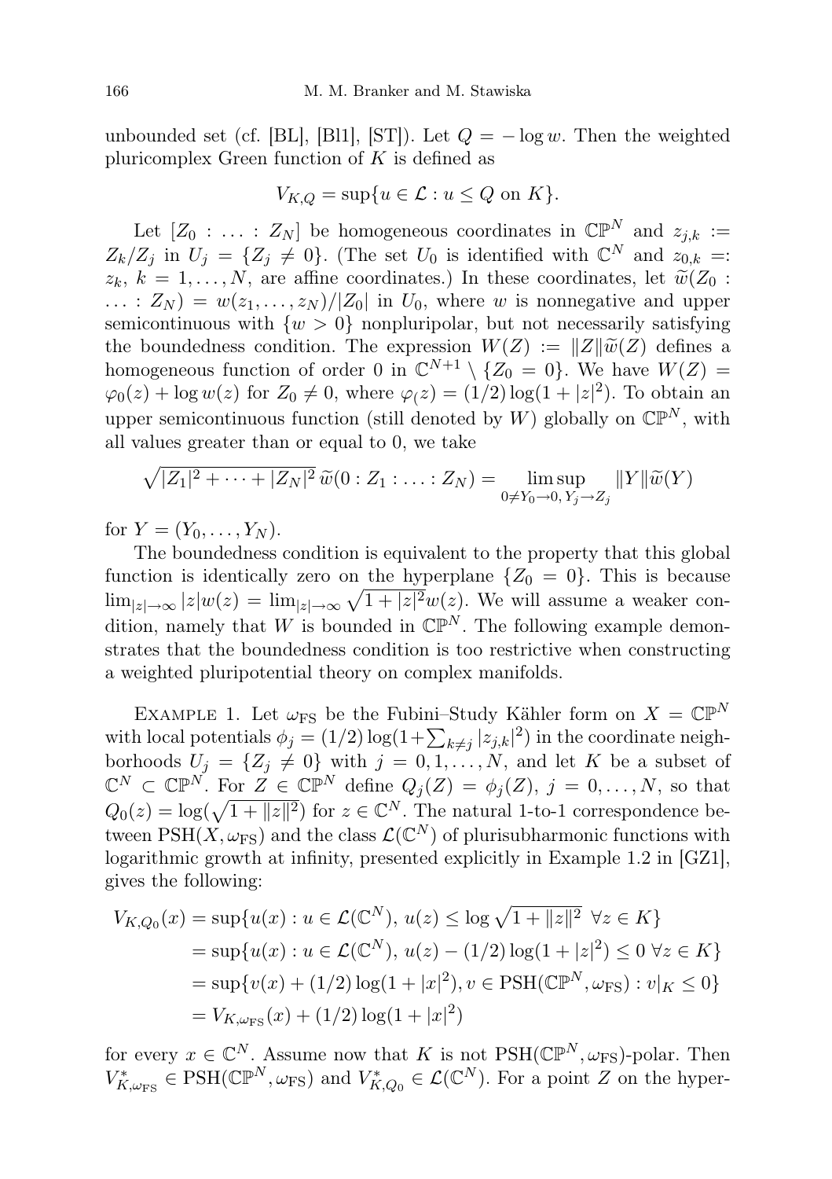unbounded set (cf. [BL], [Bl1], [ST]). Let $Q = -\log w$. Then the weighted pluricomplex Green function of $K$ is defined as

$$V_{K,Q} = \sup\{u \in \mathcal{L} : u \le Q \text{ on } K\}.$$

Let $[Z_0 : \ldots : Z_N]$ be homogeneous coordinates in $\mathbb{CP}^N$ and $z_{j,k} := Z_k/Z_j$ in $U_j = \{Z_j \neq 0\}$. (The set $U_0$ is identified with $\mathbb{C}^N$ and $z_{0,k} =: z_k$, $k = 1, \ldots, N$, are affine coordinates.) In these coordinates, let $\widetilde{w}(Z_0 : \ldots : Z_N) = w(z_1, \ldots, z_N)/|Z_0|$ in $U_0$, where $w$ is nonnegative and upper semicontinuous with $\{w > 0\}$ nonpluripolar, but not necessarily satisfying the boundedness condition. The expression $W(Z) := \|Z\|\widetilde{w}(Z)$ defines a homogeneous function of order 0 in $\mathbb{C}^{N+1} \setminus \{Z_0 = 0\}$. We have $W(Z) = \varphi_0(z) + \log w(z)$ for $Z_0 \neq 0$, where $\varphi_(z) = (1/2)\log(1 + |z|^2)$. To obtain an upper semicontinuous function (still denoted by $W$) globally on $\mathbb{CP}^N$, with all values greater than or equal to 0, we take

$$\sqrt{|Z_1|^2 + \cdots + |Z_N|^2}\, \widetilde{w}(0 : Z_1 : \ldots : Z_N) = \limsup_{0 \neq Y_0 \to 0,\, Y_j \to Z_j} \|Y\|\widetilde{w}(Y)$$

for $Y = (Y_0, \ldots, Y_N)$.

The boundedness condition is equivalent to the property that this global function is identically zero on the hyperplane $\{Z_0 = 0\}$. This is because $\lim_{|z|\to\infty} |z|w(z) = \lim_{|z|\to\infty} \sqrt{1 + |z|^2}w(z)$. We will assume a weaker condition, namely that $W$ is bounded in $\mathbb{CP}^N$. The following example demonstrates that the boundedness condition is too restrictive when constructing a weighted pluripotential theory on complex manifolds.

Example 1. Let $\omega_{\mathrm{FS}}$ be the Fubini–Study Kähler form on $X = \mathbb{CP}^N$ with local potentials $\phi_j = (1/2)\log(1+\sum_{k\neq j} |z_{j,k}|^2)$ in the coordinate neighborhoods $U_j = \{Z_j \neq 0\}$ with $j = 0, 1, \ldots, N$, and let $K$ be a subset of $\mathbb{C}^N \subset \mathbb{CP}^N$. For $Z \in \mathbb{CP}^N$ define $Q_j(Z) = \phi_j(Z)$, $j = 0, \ldots, N$, so that $Q_0(z) = \log(\sqrt{1 + \|z\|^2})$ for $z \in \mathbb{C}^N$. The natural 1-to-1 correspondence between $\mathrm{PSH}(X, \omega_{\mathrm{FS}})$ and the class $\mathcal{L}(\mathbb{C}^N)$ of plurisubharmonic functions with logarithmic growth at infinity, presented explicitly in Example 1.2 in [GZ1], gives the following:

$$\begin{aligned}
V_{K,Q_0}(x) &= \sup\{u(x) : u \in \mathcal{L}(\mathbb{C}^N),\ u(z) \le \log\sqrt{1 + \|z\|^2}\ \ \forall z \in K\} \\
&= \sup\{u(x) : u \in \mathcal{L}(\mathbb{C}^N),\ u(z) - (1/2)\log(1 + |z|^2) \le 0\ \forall z \in K\} \\
&= \sup\{v(x) + (1/2)\log(1 + |x|^2), v \in \mathrm{PSH}(\mathbb{CP}^N, \omega_{\mathrm{FS}}) : v|_K \le 0\} \\
&= V_{K,\omega_{\mathrm{FS}}}(x) + (1/2)\log(1 + |x|^2)
\end{aligned}$$

for every $x \in \mathbb{C}^N$. Assume now that $K$ is not $\mathrm{PSH}(\mathbb{CP}^N, \omega_{\mathrm{FS}})$-polar. Then $V^*_{K,\omega_{\mathrm{FS}}} \in \mathrm{PSH}(\mathbb{CP}^N, \omega_{\mathrm{FS}})$ and $V^*_{K,Q_0} \in \mathcal{L}(\mathbb{C}^N)$. For a point $Z$ on the hyper-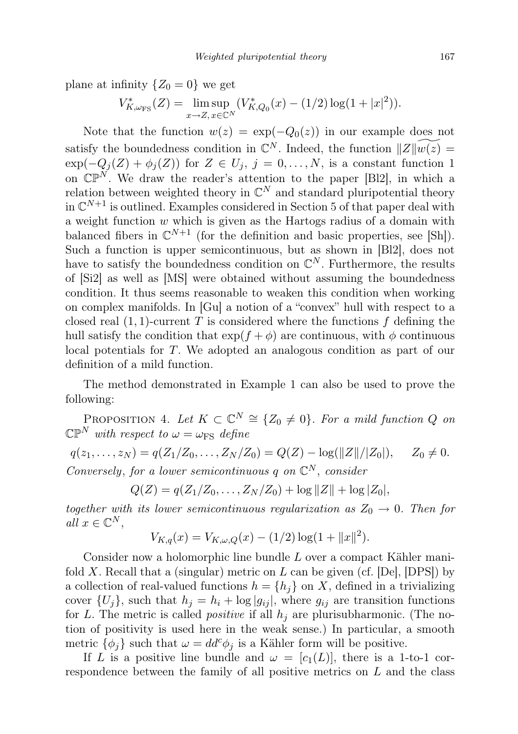plane at infinity $\{Z_0 = 0\}$ we get

$$V^*_{K,\omega_{\mathrm{FS}}}(Z) = \limsup_{x\to Z,\, x\in\mathbb{C}^N} (V^*_{K,Q_0}(x) - (1/2)\log(1+|x|^2)).$$

Note that the function $w(z) = \exp(-Q_0(z))$ in our example does not satisfy the boundedness condition in $\mathbb{C}^N$. Indeed, the function $\|Z\|\widetilde{w(z)} = \exp(-Q_j(Z) + \phi_j(Z))$ for $Z \in U_j$, $j = 0, \ldots, N$, is a constant function 1 on $\mathbb{CP}^N$. We draw the reader's attention to the paper [Bl2], in which a relation between weighted theory in $\mathbb{C}^N$ and standard pluripotential theory in $\mathbb{C}^{N+1}$ is outlined. Examples considered in Section 5 of that paper deal with a weight function $w$ which is given as the Hartogs radius of a domain with balanced fibers in $\mathbb{C}^{N+1}$ (for the definition and basic properties, see [Sh]). Such a function is upper semicontinuous, but as shown in [Bl2], does not have to satisfy the boundedness condition on $\mathbb{C}^N$. Furthermore, the results of [Si2] as well as [MS] were obtained without assuming the boundedness condition. It thus seems reasonable to weaken this condition when working on complex manifolds. In [Gu] a notion of a "convex" hull with respect to a closed real $(1,1)$-current $T$ is considered where the functions $f$ defining the hull satisfy the condition that $\exp(f+\phi)$ are continuous, with $\phi$ continuous local potentials for $T$. We adopted an analogous condition as part of our definition of a mild function.

The method demonstrated in Example 1 can also be used to prove the following:

Proposition 4. *Let $K \subset \mathbb{C}^N \cong \{Z_0 \neq 0\}$. For a mild function $Q$ on $\mathbb{CP}^N$ with respect to $\omega = \omega_{\mathrm{FS}}$ define*

$$q(z_1,\ldots,z_N) = q(Z_1/Z_0,\ldots,Z_N/Z_0) = Q(Z) - \log(\|Z\|/|Z_0|), \qquad Z_0 \neq 0.$$

*Conversely, for a lower semicontinuous $q$ on $\mathbb{C}^N$, consider*

$$Q(Z) = q(Z_1/Z_0,\ldots,Z_N/Z_0) + \log\|Z\| + \log|Z_0|,$$

*together with its lower semicontinuous regularization as $Z_0 \to 0$. Then for all $x \in \mathbb{C}^N$,*

$$V_{K,q}(x) = V_{K,\omega,Q}(x) - (1/2)\log(1+\|x\|^2).$$

Consider now a holomorphic line bundle $L$ over a compact Kähler manifold $X$. Recall that a (singular) metric on $L$ can be given (cf. [De], [DPS]) by a collection of real-valued functions $h = \{h_j\}$ on $X$, defined in a trivializing cover $\{U_j\}$, such that $h_j = h_i + \log|g_{ij}|$, where $g_{ij}$ are transition functions for $L$. The metric is called *positive* if all $h_j$ are plurisubharmonic. (The notion of positivity is used here in the weak sense.) In particular, a smooth metric $\{\phi_j\}$ such that $\omega = dd^c\phi_j$ is a Kähler form will be positive.

If $L$ is a positive line bundle and $\omega = [c_1(L)]$, there is a 1-to-1 correspondence between the family of all positive metrics on $L$ and the class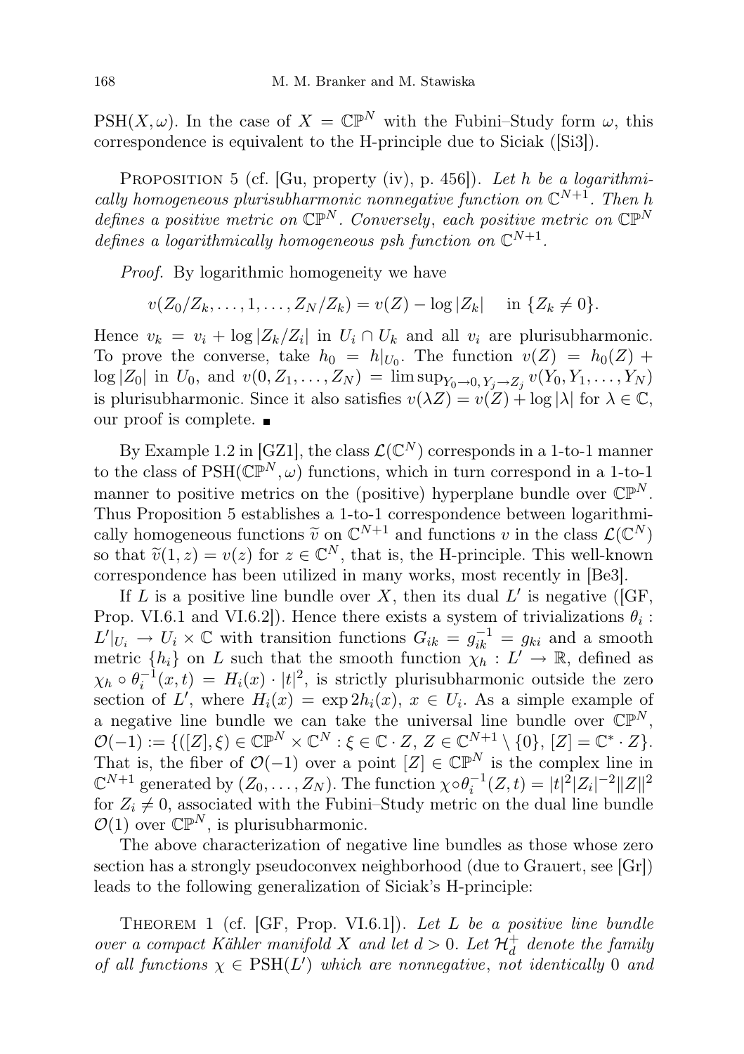PSH$(X,\omega)$. In the case of $X = \mathbb{CP}^N$ with the Fubini–Study form $\omega$, this correspondence is equivalent to the H-principle due to Siciak ([Si3]).

PROPOSITION 5 (cf. [Gu, property (iv), p. 456]). *Let $h$ be a logarithmically homogeneous plurisubharmonic nonnegative function on $\mathbb{C}^{N+1}$. Then $h$ defines a positive metric on $\mathbb{CP}^N$. Conversely, each positive metric on $\mathbb{CP}^N$ defines a logarithmically homogeneous psh function on $\mathbb{C}^{N+1}$.*

*Proof.* By logarithmic homogeneity we have

$$v(Z_0/Z_k, \dots, 1, \dots, Z_N/Z_k) = v(Z) - \log|Z_k| \quad \text{in } \{Z_k \neq 0\}.$$

Hence $v_k = v_i + \log|Z_k/Z_i|$ in $U_i \cap U_k$ and all $v_i$ are plurisubharmonic. To prove the converse, take $h_0 = h|_{U_0}$. The function $v(Z) = h_0(Z) + \log|Z_0|$ in $U_0$, and $v(0, Z_1, \dots, Z_N) = \limsup_{Y_0 \to 0, Y_j \to Z_j} v(Y_0, Y_1, \dots, Y_N)$ is plurisubharmonic. Since it also satisfies $v(\lambda Z) = v(Z) + \log|\lambda|$ for $\lambda \in \mathbb{C}$, our proof is complete. ∎

By Example 1.2 in [GZ1], the class $\mathcal{L}(\mathbb{C}^N)$ corresponds in a 1-to-1 manner to the class of PSH$(\mathbb{CP}^N, \omega)$ functions, which in turn correspond in a 1-to-1 manner to positive metrics on the (positive) hyperplane bundle over $\mathbb{CP}^N$. Thus Proposition 5 establishes a 1-to-1 correspondence between logarithmically homogeneous functions $\widetilde{v}$ on $\mathbb{C}^{N+1}$ and functions $v$ in the class $\mathcal{L}(\mathbb{C}^N)$ so that $\widetilde{v}(1, z) = v(z)$ for $z \in \mathbb{C}^N$, that is, the H-principle. This well-known correspondence has been utilized in many works, most recently in [Be3].

If $L$ is a positive line bundle over $X$, then its dual $L'$ is negative ([GF, Prop. VI.6.1 and VI.6.2]). Hence there exists a system of trivializations $\theta_i : L'|_{U_i} \to U_i \times \mathbb{C}$ with transition functions $G_{ik} = g_{ik}^{-1} = g_{ki}$ and a smooth metric $\{h_i\}$ on $L$ such that the smooth function $\chi_h : L' \to \mathbb{R}$, defined as $\chi_h \circ \theta_i^{-1}(x, t) = H_i(x) \cdot |t|^2$, is strictly plurisubharmonic outside the zero section of $L'$, where $H_i(x) = \exp 2h_i(x)$, $x \in U_i$. As a simple example of a negative line bundle we can take the universal line bundle over $\mathbb{CP}^N$, $\mathcal{O}(-1) := \{([Z], \xi) \in \mathbb{CP}^N \times \mathbb{C}^N : \xi \in \mathbb{C} \cdot Z,\ Z \in \mathbb{C}^{N+1} \setminus \{0\},\ [Z] = \mathbb{C}^* \cdot Z\}$. That is, the fiber of $\mathcal{O}(-1)$ over a point $[Z] \in \mathbb{CP}^N$ is the complex line in $\mathbb{C}^{N+1}$ generated by $(Z_0, \dots, Z_N)$. The function $\chi \circ \theta_i^{-1}(Z, t) = |t|^2 |Z_i|^{-2} \|Z\|^2$ for $Z_i \neq 0$, associated with the Fubini–Study metric on the dual line bundle $\mathcal{O}(1)$ over $\mathbb{CP}^N$, is plurisubharmonic.

The above characterization of negative line bundles as those whose zero section has a strongly pseudoconvex neighborhood (due to Grauert, see [Gr]) leads to the following generalization of Siciak's H-principle:

THEOREM 1 (cf. [GF, Prop. VI.6.1]). *Let $L$ be a positive line bundle over a compact Kähler manifold $X$ and let $d > 0$. Let $\mathcal{H}_d^+$ denote the family of all functions $\chi \in$ PSH$(L')$ which are nonnegative, not identically $0$ and*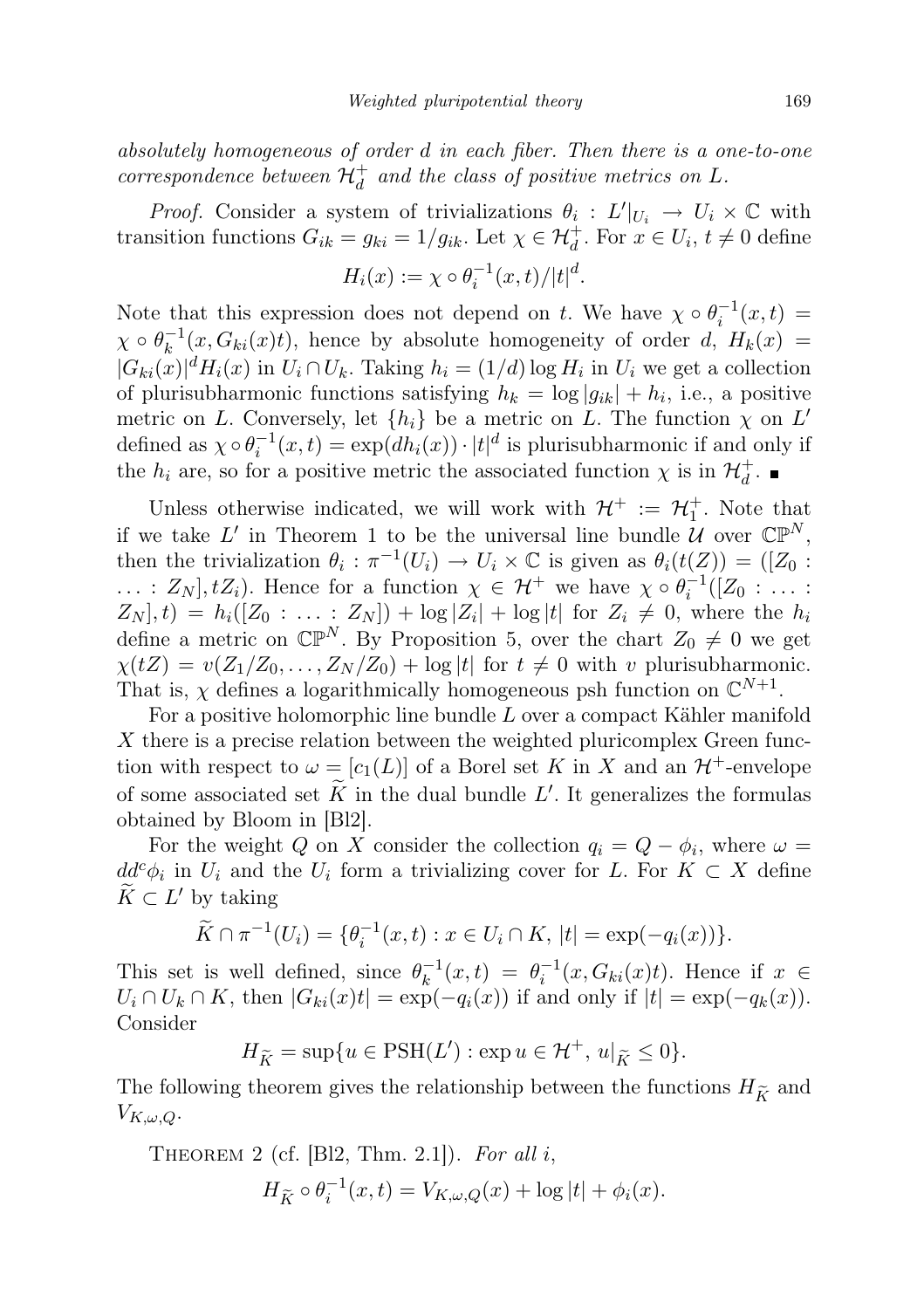*absolutely homogeneous of order d in each fiber. Then there is a one-to-one correspondence between* $\mathcal{H}_d^+$ *and the class of positive metrics on* $L$.

*Proof.* Consider a system of trivializations $\theta_i : L'|_{U_i} \to U_i \times \mathbb{C}$ with transition functions $G_{ik} = g_{ki} = 1/g_{ik}$. Let $\chi \in \mathcal{H}_d^+$. For $x \in U_i$, $t \neq 0$ define

$$H_i(x) := \chi \circ \theta_i^{-1}(x,t)/|t|^d.$$

Note that this expression does not depend on $t$. We have $\chi \circ \theta_i^{-1}(x,t) = \chi \circ \theta_k^{-1}(x, G_{ki}(x)t)$, hence by absolute homogeneity of order $d$, $H_k(x) = |G_{ki}(x)|^d H_i(x)$ in $U_i \cap U_k$. Taking $h_i = (1/d)\log H_i$ in $U_i$ we get a collection of plurisubharmonic functions satisfying $h_k = \log|g_{ik}| + h_i$, i.e., a positive metric on $L$. Conversely, let $\{h_i\}$ be a metric on $L$. The function $\chi$ on $L'$ defined as $\chi \circ \theta_i^{-1}(x,t) = \exp(dh_i(x)) \cdot |t|^d$ is plurisubharmonic if and only if the $h_i$ are, so for a positive metric the associated function $\chi$ is in $\mathcal{H}_d^+$. ∎

Unless otherwise indicated, we will work with $\mathcal{H}^+ := \mathcal{H}_1^+$. Note that if we take $L'$ in Theorem 1 to be the universal line bundle $\mathcal{U}$ over $\mathbb{CP}^N$, then the trivialization $\theta_i : \pi^{-1}(U_i) \to U_i \times \mathbb{C}$ is given as $\theta_i(t(Z)) = ([Z_0 : \ldots : Z_N], tZ_i)$. Hence for a function $\chi \in \mathcal{H}^+$ we have $\chi \circ \theta_i^{-1}([Z_0 : \ldots : Z_N], t) = h_i([Z_0 : \ldots : Z_N]) + \log|Z_i| + \log|t|$ for $Z_i \neq 0$, where the $h_i$ define a metric on $\mathbb{CP}^N$. By Proposition 5, over the chart $Z_0 \neq 0$ we get $\chi(tZ) = v(Z_1/Z_0, \ldots, Z_N/Z_0) + \log|t|$ for $t \neq 0$ with $v$ plurisubharmonic. That is, $\chi$ defines a logarithmically homogeneous psh function on $\mathbb{C}^{N+1}$.

For a positive holomorphic line bundle $L$ over a compact Kähler manifold $X$ there is a precise relation between the weighted pluricomplex Green function with respect to $\omega = [c_1(L)]$ of a Borel set $K$ in $X$ and an $\mathcal{H}^+$-envelope of some associated set $\widetilde{K}$ in the dual bundle $L'$. It generalizes the formulas obtained by Bloom in [Bl2].

For the weight $Q$ on $X$ consider the collection $q_i = Q - \phi_i$, where $\omega = dd^c\phi_i$ in $U_i$ and the $U_i$ form a trivializing cover for $L$. For $K \subset X$ define $\widetilde{K} \subset L'$ by taking

$$\widetilde{K} \cap \pi^{-1}(U_i) = \{\theta_i^{-1}(x,t) : x \in U_i \cap K,\ |t| = \exp(-q_i(x))\}.$$

This set is well defined, since $\theta_k^{-1}(x,t) = \theta_i^{-1}(x, G_{ki}(x)t)$. Hence if $x \in U_i \cap U_k \cap K$, then $|G_{ki}(x)t| = \exp(-q_i(x))$ if and only if $|t| = \exp(-q_k(x))$. Consider

$$H_{\widetilde{K}} = \sup\{u \in \mathrm{PSH}(L') : \exp u \in \mathcal{H}^+,\ u|_{\widetilde{K}} \leq 0\}.$$

The following theorem gives the relationship between the functions $H_{\widetilde{K}}$ and $V_{K,\omega,Q}$.

Theorem 2 (cf. [Bl2, Thm. 2.1]). *For all* $i$,

$$H_{\widetilde{K}} \circ \theta_i^{-1}(x,t) = V_{K,\omega,Q}(x) + \log|t| + \phi_i(x).$$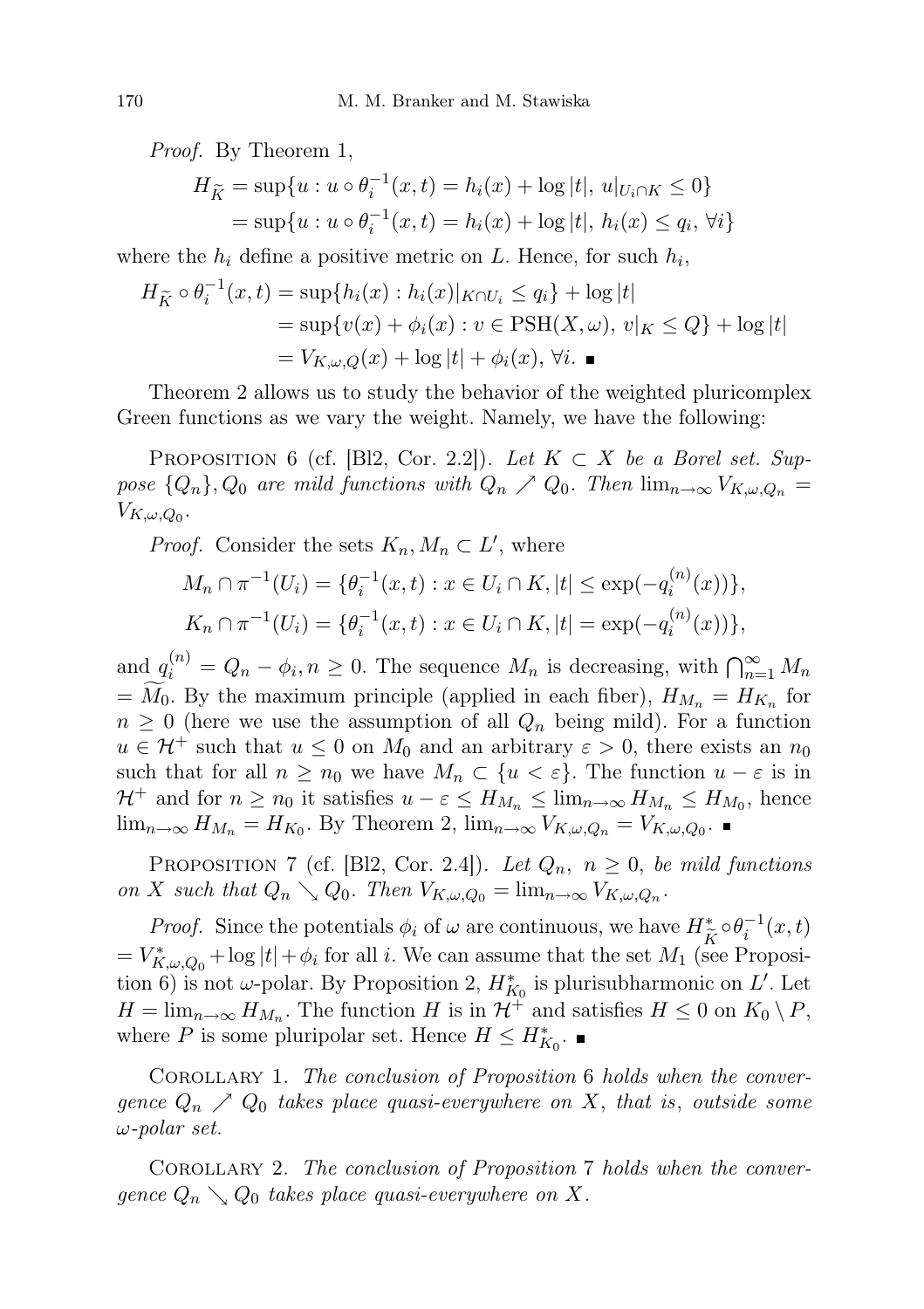*Proof.* By Theorem 1,

$$
\begin{aligned}
H_{\widetilde{K}} &= \sup\{u : u \circ \theta_i^{-1}(x,t) = h_i(x) + \log|t|,\ u|_{U_i \cap K} \le 0\} \\
&= \sup\{u : u \circ \theta_i^{-1}(x,t) = h_i(x) + \log|t|,\ h_i(x) \le q_i,\ \forall i\}
\end{aligned}
$$

where the $h_i$ define a positive metric on $L$. Hence, for such $h_i$,

$$
\begin{aligned}
H_{\widetilde{K}} \circ \theta_i^{-1}(x,t) &= \sup\{h_i(x) : h_i(x)|_{K \cap U_i} \le q_i\} + \log|t| \\
&= \sup\{v(x) + \phi_i(x) : v \in \mathrm{PSH}(X,\omega),\ v|_K \le Q\} + \log|t| \\
&= V_{K,\omega,Q}(x) + \log|t| + \phi_i(x),\ \forall i. \ \blacksquare
\end{aligned}
$$

Theorem 2 allows us to study the behavior of the weighted pluricomplex Green functions as we vary the weight. Namely, we have the following:

Proposition 6 (cf. [Bl2, Cor. 2.2]). *Let $K \subset X$ be a Borel set. Suppose $\{Q_n\}, Q_0$ are mild functions with $Q_n \nearrow Q_0$. Then $\lim_{n\to\infty} V_{K,\omega,Q_n} = V_{K,\omega,Q_0}$.*

*Proof.* Consider the sets $K_n, M_n \subset L'$, where

$$
\begin{aligned}
M_n \cap \pi^{-1}(U_i) &= \{\theta_i^{-1}(x,t) : x \in U_i \cap K, |t| \le \exp(-q_i^{(n)}(x))\}, \\
K_n \cap \pi^{-1}(U_i) &= \{\theta_i^{-1}(x,t) : x \in U_i \cap K, |t| = \exp(-q_i^{(n)}(x))\},
\end{aligned}
$$

and $q_i^{(n)} = Q_n - \phi_i, n \ge 0$. The sequence $M_n$ is decreasing, with $\bigcap_{n=1}^\infty M_n = \widetilde{M_0}$. By the maximum principle (applied in each fiber), $H_{M_n} = H_{K_n}$ for $n \ge 0$ (here we use the assumption of all $Q_n$ being mild). For a function $u \in \mathcal{H}^+$ such that $u \le 0$ on $M_0$ and an arbitrary $\varepsilon > 0$, there exists an $n_0$ such that for all $n \ge n_0$ we have $M_n \subset \{u < \varepsilon\}$. The function $u - \varepsilon$ is in $\mathcal{H}^+$ and for $n \ge n_0$ it satisfies $u - \varepsilon \le H_{M_n} \le \lim_{n\to\infty} H_{M_n} \le H_{M_0}$, hence $\lim_{n\to\infty} H_{M_n} = H_{K_0}$. By Theorem 2, $\lim_{n\to\infty} V_{K,\omega,Q_n} = V_{K,\omega,Q_0}$. $\blacksquare$

Proposition 7 (cf. [Bl2, Cor. 2.4]). *Let $Q_n$, $n \ge 0$, be mild functions on $X$ such that $Q_n \searrow Q_0$. Then $V_{K,\omega,Q_0} = \lim_{n\to\infty} V_{K,\omega,Q_n}$.*

*Proof.* Since the potentials $\phi_i$ of $\omega$ are continuous, we have $H^*_{\widetilde{K}} \circ \theta_i^{-1}(x,t) = V^*_{K,\omega,Q_0} + \log|t| + \phi_i$ for all $i$. We can assume that the set $M_1$ (see Proposition 6) is not $\omega$-polar. By Proposition 2, $H^*_{K_0}$ is plurisubharmonic on $L'$. Let $H = \lim_{n\to\infty} H_{M_n}$. The function $H$ is in $\mathcal{H}^+$ and satisfies $H \le 0$ on $K_0 \setminus P$, where $P$ is some pluripolar set. Hence $H \le H^*_{K_0}$. $\blacksquare$

Corollary 1. *The conclusion of Proposition 6 holds when the convergence $Q_n \nearrow Q_0$ takes place quasi-everywhere on $X$, that is, outside some $\omega$-polar set.*

Corollary 2. *The conclusion of Proposition 7 holds when the convergence $Q_n \searrow Q_0$ takes place quasi-everywhere on $X$.*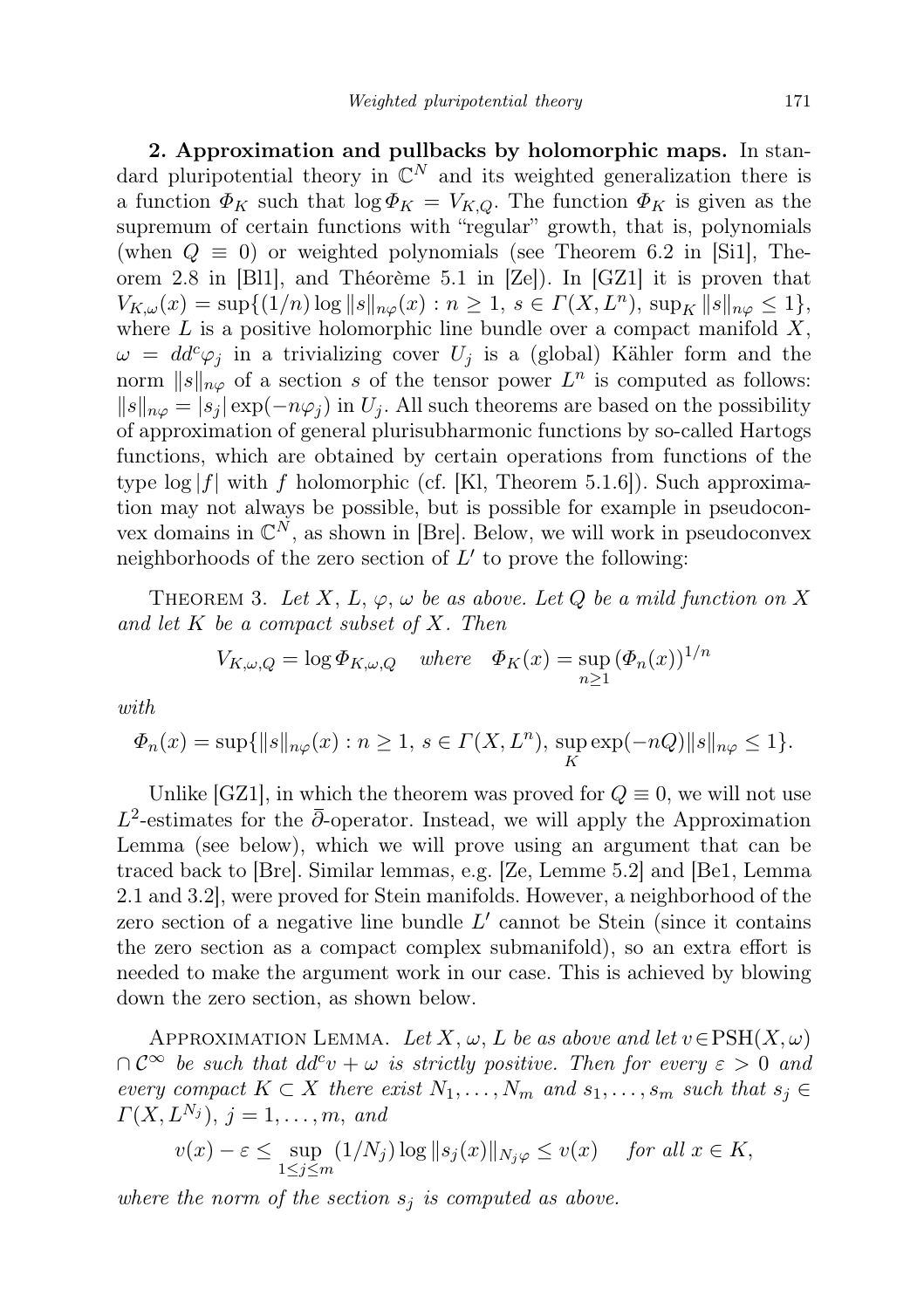**2. Approximation and pullbacks by holomorphic maps.** In standard pluripotential theory in $\mathbb{C}^N$ and its weighted generalization there is a function $\Phi_K$ such that $\log \Phi_K = V_{K,Q}$. The function $\Phi_K$ is given as the supremum of certain functions with "regular" growth, that is, polynomials (when $Q \equiv 0$) or weighted polynomials (see Theorem 6.2 in [Si1], Theorem 2.8 in [Bl1], and Théorème 5.1 in [Ze]). In [GZ1] it is proven that $V_{K,\omega}(x) = \sup\{(1/n)\log \|s\|_{n\varphi}(x) : n \geq 1,\ s \in \Gamma(X, L^n),\ \sup_K \|s\|_{n\varphi} \leq 1\}$, where $L$ is a positive holomorphic line bundle over a compact manifold $X$, $\omega = dd^c \varphi_j$ in a trivializing cover $U_j$ is a (global) Kähler form and the norm $\|s\|_{n\varphi}$ of a section $s$ of the tensor power $L^n$ is computed as follows: $\|s\|_{n\varphi} = |s_j| \exp(-n\varphi_j)$ in $U_j$. All such theorems are based on the possibility of approximation of general plurisubharmonic functions by so-called Hartogs functions, which are obtained by certain operations from functions of the type $\log |f|$ with $f$ holomorphic (cf. [Kl, Theorem 5.1.6]). Such approximation may not always be possible, but is possible for example in pseudoconvex domains in $\mathbb{C}^N$, as shown in [Bre]. Below, we will work in pseudoconvex neighborhoods of the zero section of $L'$ to prove the following:

Theorem 3. *Let $X$, $L$, $\varphi$, $\omega$ be as above. Let $Q$ be a mild function on $X$ and let $K$ be a compact subset of $X$. Then*

$$V_{K,\omega,Q} = \log \Phi_{K,\omega,Q} \quad \textit{where} \quad \Phi_K(x) = \sup_{n \geq 1} (\Phi_n(x))^{1/n}$$

*with*

$$\Phi_n(x) = \sup\{\|s\|_{n\varphi}(x) : n \geq 1,\ s \in \Gamma(X, L^n),\ \sup_K \exp(-nQ)\|s\|_{n\varphi} \leq 1\}.$$

Unlike [GZ1], in which the theorem was proved for $Q \equiv 0$, we will not use $L^2$-estimates for the $\bar{\partial}$-operator. Instead, we will apply the Approximation Lemma (see below), which we will prove using an argument that can be traced back to [Bre]. Similar lemmas, e.g. [Ze, Lemme 5.2] and [Be1, Lemma 2.1 and 3.2], were proved for Stein manifolds. However, a neighborhood of the zero section of a negative line bundle $L'$ cannot be Stein (since it contains the zero section as a compact complex submanifold), so an extra effort is needed to make the argument work in our case. This is achieved by blowing down the zero section, as shown below.

Approximation Lemma. *Let $X$, $\omega$, $L$ be as above and let $v \in \mathrm{PSH}(X, \omega) \cap \mathcal{C}^\infty$ be such that $dd^c v + \omega$ is strictly positive. Then for every $\varepsilon > 0$ and every compact $K \subset X$ there exist $N_1, \ldots, N_m$ and $s_1, \ldots, s_m$ such that $s_j \in \Gamma(X, L^{N_j})$, $j = 1, \ldots, m$, and*

$$v(x) - \varepsilon \leq \sup_{1 \leq j \leq m} (1/N_j) \log \|s_j(x)\|_{N_j\varphi} \leq v(x) \quad \textit{for all } x \in K,$$

*where the norm of the section $s_j$ is computed as above.*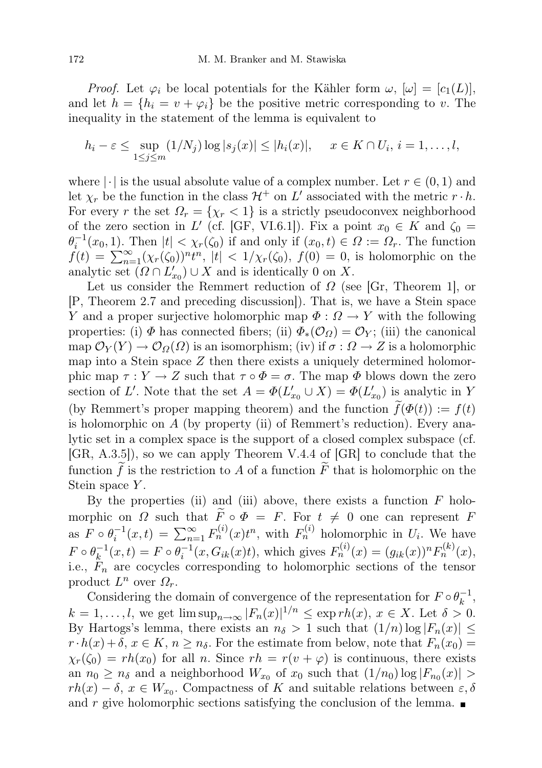*Proof.* Let $\varphi_i$ be local potentials for the Kähler form $\omega$, $[\omega] = [c_1(L)]$, and let $h = \{h_i = v + \varphi_i\}$ be the positive metric corresponding to $v$. The inequality in the statement of the lemma is equivalent to

$$h_i - \varepsilon \leq \sup_{1 \leq j \leq m} (1/N_j) \log |s_j(x)| \leq |h_i(x)|, \quad x \in K \cap U_i,\ i = 1, \ldots, l,$$

where $|\cdot|$ is the usual absolute value of a complex number. Let $r \in (0,1)$ and let $\chi_r$ be the function in the class $\mathcal{H}^+$ on $L'$ associated with the metric $r \cdot h$. For every $r$ the set $\Omega_r = \{\chi_r < 1\}$ is a strictly pseudoconvex neighborhood of the zero section in $L'$ (cf. [GF, VI.6.1]). Fix a point $x_0 \in K$ and $\zeta_0 = \theta_i^{-1}(x_0, 1)$. Then $|t| < \chi_r(\zeta_0)$ if and only if $(x_0, t) \in \Omega := \Omega_r$. The function $f(t) = \sum_{n=1}^{\infty} (\chi_r(\zeta_0))^n t^n$, $|t| < 1/\chi_r(\zeta_0)$, $f(0) = 0$, is holomorphic on the analytic set $(\Omega \cap L'_{x_0}) \cup X$ and is identically 0 on $X$.

Let us consider the Remmert reduction of $\Omega$ (see [Gr, Theorem 1], or [P, Theorem 2.7 and preceding discussion]). That is, we have a Stein space $Y$ and a proper surjective holomorphic map $\Phi : \Omega \to Y$ with the following properties: (i) $\Phi$ has connected fibers; (ii) $\Phi_*(\mathcal{O}_\Omega) = \mathcal{O}_Y$; (iii) the canonical map $\mathcal{O}_Y(Y) \to \mathcal{O}_\Omega(\Omega)$ is an isomorphism; (iv) if $\sigma : \Omega \to Z$ is a holomorphic map into a Stein space $Z$ then there exists a uniquely determined holomorphic map $\tau : Y \to Z$ such that $\tau \circ \Phi = \sigma$. The map $\Phi$ blows down the zero section of $L'$. Note that the set $A = \Phi(L'_{x_0} \cup X) = \Phi(L'_{x_0})$ is analytic in $Y$ (by Remmert's proper mapping theorem) and the function $\widetilde{f}(\Phi(t)) := f(t)$ is holomorphic on $A$ (by property (ii) of Remmert's reduction). Every analytic set in a complex space is the support of a closed complex subspace (cf. [GR, A.3.5]), so we can apply Theorem V.4.4 of [GR] to conclude that the function $\widetilde{f}$ is the restriction to $A$ of a function $\widetilde{F}$ that is holomorphic on the Stein space $Y$.

By the properties (ii) and (iii) above, there exists a function $F$ holomorphic on $\Omega$ such that $\widetilde{F} \circ \Phi = F$. For $t \neq 0$ one can represent $F$ as $F \circ \theta_i^{-1}(x,t) = \sum_{n=1}^{\infty} F_n^{(i)}(x) t^n$, with $F_n^{(i)}$ holomorphic in $U_i$. We have $F \circ \theta_k^{-1}(x,t) = F \circ \theta_i^{-1}(x, G_{ik}(x)t)$, which gives $F_n^{(i)}(x) = (g_{ik}(x))^n F_n^{(k)}(x)$, i.e., $F_n$ are cocycles corresponding to holomorphic sections of the tensor product $L^n$ over $\Omega_r$.

Considering the domain of convergence of the representation for $F \circ \theta_k^{-1}$, $k = 1, \ldots, l$, we get $\limsup_{n\to\infty} |F_n(x)|^{1/n} \leq \exp rh(x)$, $x \in X$. Let $\delta > 0$. By Hartogs's lemma, there exists an $n_\delta > 1$ such that $(1/n) \log |F_n(x)| \leq r \cdot h(x) + \delta$, $x \in K$, $n \geq n_\delta$. For the estimate from below, note that $F_n(x_0) = \chi_r(\zeta_0) = rh(x_0)$ for all $n$. Since $rh = r(v + \varphi)$ is continuous, there exists an $n_0 \geq n_\delta$ and a neighborhood $W_{x_0}$ of $x_0$ such that $(1/n_0) \log |F_{n_0}(x)| > rh(x) - \delta$, $x \in W_{x_0}$. Compactness of $K$ and suitable relations between $\varepsilon, \delta$ and $r$ give holomorphic sections satisfying the conclusion of the lemma. ∎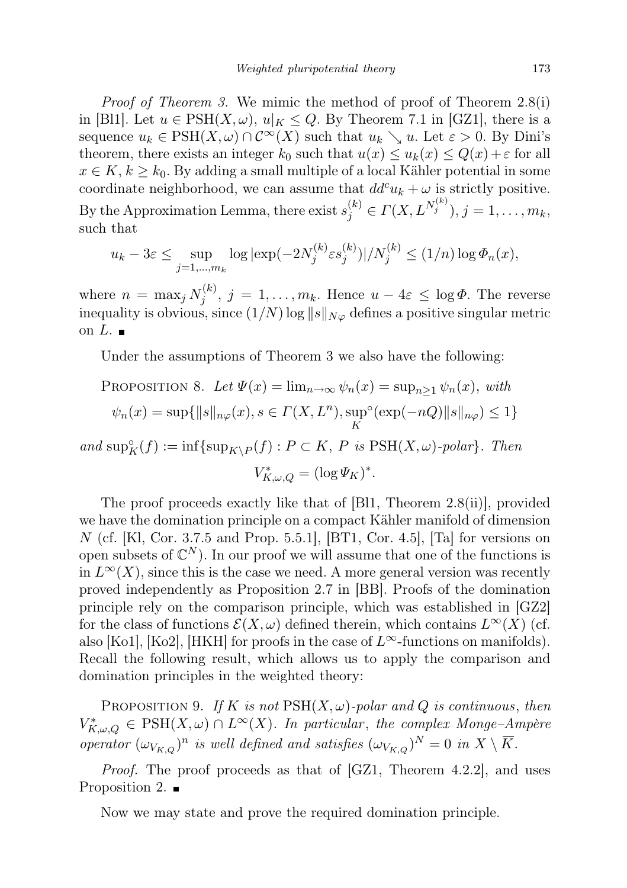*Proof of Theorem 3.* We mimic the method of proof of Theorem 2.8(i) in [Bl1]. Let $u \in \mathrm{PSH}(X,\omega)$, $u|_K \le Q$. By Theorem 7.1 in [GZ1], there is a sequence $u_k \in \mathrm{PSH}(X,\omega) \cap \mathcal{C}^\infty(X)$ such that $u_k \searrow u$. Let $\varepsilon > 0$. By Dini's theorem, there exists an integer $k_0$ such that $u(x) \le u_k(x) \le Q(x) + \varepsilon$ for all $x \in K$, $k \ge k_0$. By adding a small multiple of a local Kähler potential in some coordinate neighborhood, we can assume that $dd^c u_k + \omega$ is strictly positive. By the Approximation Lemma, there exist $s_j^{(k)} \in \Gamma(X, L^{N_j^{(k)}})$, $j = 1, \ldots, m_k$, such that

$$u_k - 3\varepsilon \le \sup_{j=1,\ldots,m_k} \log |\exp(-2N_j^{(k)}\varepsilon s_j^{(k)})|/N_j^{(k)} \le (1/n)\log \Phi_n(x),$$

where $n = \max_j N_j^{(k)}$, $j = 1, \ldots, m_k$. Hence $u - 4\varepsilon \le \log \Phi$. The reverse inequality is obvious, since $(1/N)\log \|s\|_{N\varphi}$ defines a positive singular metric on $L$. ∎

Under the assumptions of Theorem 3 we also have the following:

Proposition 8. *Let $\Psi(x) = \lim_{n\to\infty} \psi_n(x) = \sup_{n \ge 1} \psi_n(x)$, with*

$$\psi_n(x) = \sup\{\|s\|_{n\varphi}(x), s \in \Gamma(X, L^n), \sup_K{}^\circ(\exp(-nQ)\|s\|_{n\varphi}) \le 1\}$$

*and $\sup_K^\circ(f) := \inf\{\sup_{K\setminus P}(f) : P \subset K,\ P \text{ is } \mathrm{PSH}(X,\omega)\text{-polar}\}$. Then*

$$V^*_{K,\omega,Q} = (\log \Psi_K)^*.$$

The proof proceeds exactly like that of [Bl1, Theorem 2.8(ii)], provided we have the domination principle on a compact Kähler manifold of dimension $N$ (cf. [Kl, Cor. 3.7.5 and Prop. 5.5.1], [BT1, Cor. 4.5], [Ta] for versions on open subsets of $\mathbb{C}^N$). In our proof we will assume that one of the functions is in $L^\infty(X)$, since this is the case we need. A more general version was recently proved independently as Proposition 2.7 in [BB]. Proofs of the domination principle rely on the comparison principle, which was established in [GZ2] for the class of functions $\mathcal{E}(X,\omega)$ defined therein, which contains $L^\infty(X)$ (cf. also [Ko1], [Ko2], [HKH] for proofs in the case of $L^\infty$-functions on manifolds). Recall the following result, which allows us to apply the comparison and domination principles in the weighted theory:

Proposition 9. *If $K$ is not $\mathrm{PSH}(X,\omega)$-polar and $Q$ is continuous, then $V^*_{K,\omega,Q} \in \mathrm{PSH}(X,\omega) \cap L^\infty(X)$. In particular, the complex Monge–Ampère operator $(\omega_{V_{K,Q}})^n$ is well defined and satisfies $(\omega_{V_{K,Q}})^N = 0$ in $X \setminus \overline{K}$.*

*Proof.* The proof proceeds as that of [GZ1, Theorem 4.2.2], and uses Proposition 2. ∎

Now we may state and prove the required domination principle.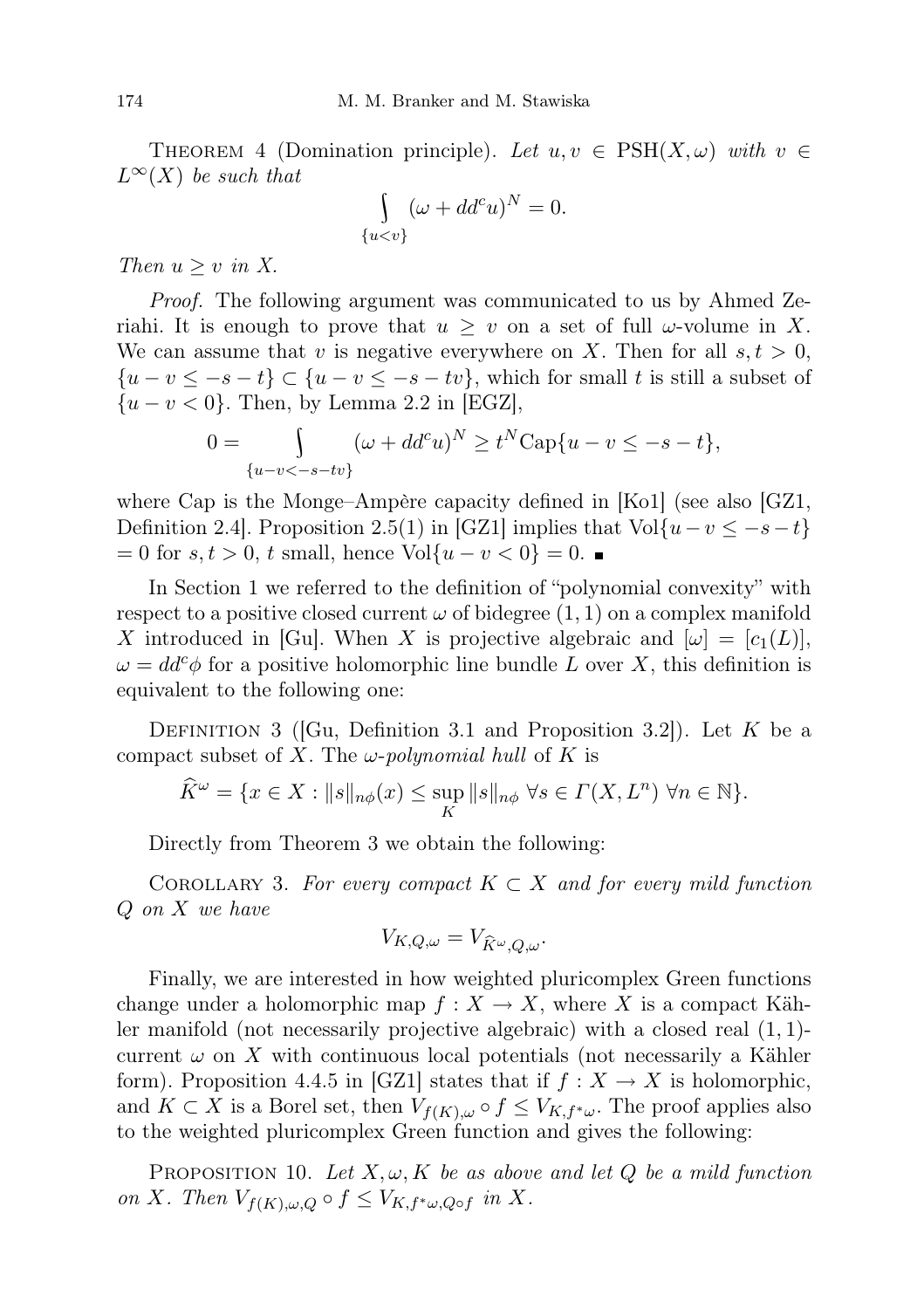Theorem 4 (Domination principle). *Let $u, v \in \mathrm{PSH}(X,\omega)$ with $v \in L^\infty(X)$ be such that*

$$\int\limits_{\{u<v\}} (\omega + dd^c u)^N = 0.$$

*Then $u \geq v$ in $X$.*

*Proof.* The following argument was communicated to us by Ahmed Zeriahi. It is enough to prove that $u \geq v$ on a set of full $\omega$-volume in $X$. We can assume that $v$ is negative everywhere on $X$. Then for all $s, t > 0$, $\{u - v \leq -s - t\} \subset \{u - v \leq -s - tv\}$, which for small $t$ is still a subset of $\{u - v < 0\}$. Then, by Lemma 2.2 in [EGZ],

$$0 = \int\limits_{\{u-v<-s-tv\}} (\omega + dd^c u)^N \geq t^N \mathrm{Cap}\{u - v \leq -s - t\},$$

where Cap is the Monge–Ampère capacity defined in [Ko1] (see also [GZ1, Definition 2.4]. Proposition 2.5(1) in [GZ1] implies that $\mathrm{Vol}\{u-v \leq -s-t\} = 0$ for $s, t > 0$, $t$ small, hence $\mathrm{Vol}\{u - v < 0\} = 0$. ∎

In Section 1 we referred to the definition of "polynomial convexity" with respect to a positive closed current $\omega$ of bidegree $(1, 1)$ on a complex manifold $X$ introduced in [Gu]. When $X$ is projective algebraic and $[\omega] = [c_1(L)]$, $\omega = dd^c\phi$ for a positive holomorphic line bundle $L$ over $X$, this definition is equivalent to the following one:

Definition 3 ([Gu, Definition 3.1 and Proposition 3.2]). Let $K$ be a compact subset of $X$. The *$\omega$-polynomial hull* of $K$ is

$$\widehat{K}^\omega = \{x \in X : \|s\|_{n\phi}(x) \leq \sup_K \|s\|_{n\phi} \ \forall s \in \Gamma(X, L^n) \ \forall n \in \mathbb{N}\}.$$

Directly from Theorem 3 we obtain the following:

Corollary 3. *For every compact $K \subset X$ and for every mild function $Q$ on $X$ we have*

$$V_{K,Q,\omega} = V_{\widehat{K}^\omega,Q,\omega}.$$

Finally, we are interested in how weighted pluricomplex Green functions change under a holomorphic map $f : X \to X$, where $X$ is a compact Kähler manifold (not necessarily projective algebraic) with a closed real $(1, 1)$-current $\omega$ on $X$ with continuous local potentials (not necessarily a Kähler form). Proposition 4.4.5 in [GZ1] states that if $f : X \to X$ is holomorphic, and $K \subset X$ is a Borel set, then $V_{f(K),\omega} \circ f \leq V_{K,f^*\omega}$. The proof applies also to the weighted pluricomplex Green function and gives the following:

Proposition 10. *Let $X, \omega, K$ be as above and let $Q$ be a mild function on $X$. Then $V_{f(K),\omega,Q} \circ f \leq V_{K,f^*\omega,Q\circ f}$ in $X$.*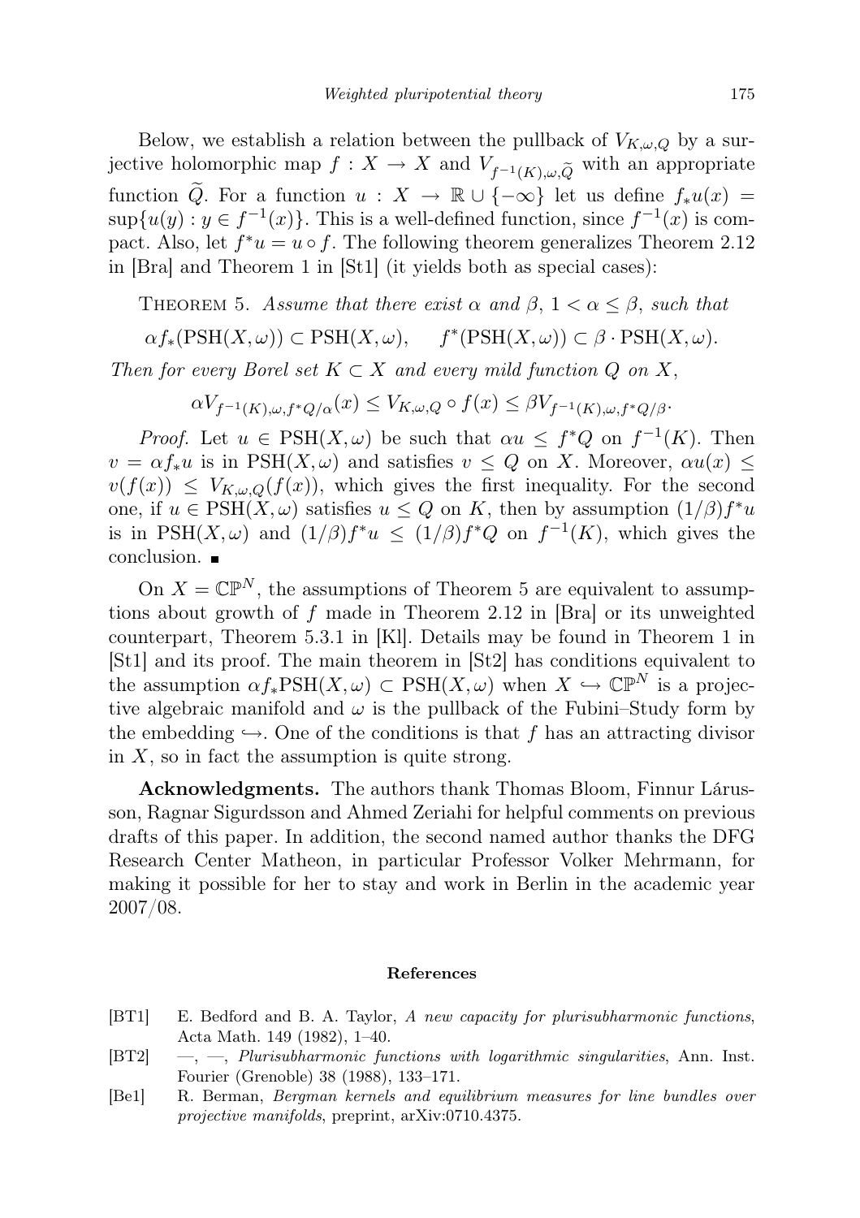Below, we establish a relation between the pullback of $V_{K,\omega,Q}$ by a surjective holomorphic map $f : X \to X$ and $V_{f^{-1}(K),\omega,\widetilde{Q}}$ with an appropriate function $\widetilde{Q}$. For a function $u : X \to \mathbb{R} \cup \{-\infty\}$ let us define $f_* u(x) = \sup\{u(y) : y \in f^{-1}(x)\}$. This is a well-defined function, since $f^{-1}(x)$ is compact. Also, let $f^* u = u \circ f$. The following theorem generalizes Theorem 2.12 in [Bra] and Theorem 1 in [St1] (it yields both as special cases):

THEOREM 5. *Assume that there exist $\alpha$ and $\beta$, $1 < \alpha \leq \beta$, such that*

$$\alpha f_*(\mathrm{PSH}(X,\omega)) \subset \mathrm{PSH}(X,\omega), \qquad f^*(\mathrm{PSH}(X,\omega)) \subset \beta \cdot \mathrm{PSH}(X,\omega).$$

*Then for every Borel set $K \subset X$ and every mild function $Q$ on $X$,*

$$\alpha V_{f^{-1}(K),\omega,f^*Q/\alpha}(x) \leq V_{K,\omega,Q} \circ f(x) \leq \beta V_{f^{-1}(K),\omega,f^*Q/\beta}.$$

*Proof.* Let $u \in \mathrm{PSH}(X,\omega)$ be such that $\alpha u \leq f^* Q$ on $f^{-1}(K)$. Then $v = \alpha f_* u$ is in $\mathrm{PSH}(X,\omega)$ and satisfies $v \leq Q$ on $X$. Moreover, $\alpha u(x) \leq v(f(x)) \leq V_{K,\omega,Q}(f(x))$, which gives the first inequality. For the second one, if $u \in \mathrm{PSH}(X,\omega)$ satisfies $u \leq Q$ on $K$, then by assumption $(1/\beta) f^* u$ is in $\mathrm{PSH}(X,\omega)$ and $(1/\beta) f^* u \leq (1/\beta) f^* Q$ on $f^{-1}(K)$, which gives the conclusion. ∎

On $X = \mathbb{CP}^N$, the assumptions of Theorem 5 are equivalent to assumptions about growth of $f$ made in Theorem 2.12 in [Bra] or its unweighted counterpart, Theorem 5.3.1 in [Kl]. Details may be found in Theorem 1 in [St1] and its proof. The main theorem in [St2] has conditions equivalent to the assumption $\alpha f_* \mathrm{PSH}(X,\omega) \subset \mathrm{PSH}(X,\omega)$ when $X \hookrightarrow \mathbb{CP}^N$ is a projective algebraic manifold and $\omega$ is the pullback of the Fubini–Study form by the embedding $\hookrightarrow$. One of the conditions is that $f$ has an attracting divisor in $X$, so in fact the assumption is quite strong.

**Acknowledgments.** The authors thank Thomas Bloom, Finnur Lárusson, Ragnar Sigurdsson and Ahmed Zeriahi for helpful comments on previous drafts of this paper. In addition, the second named author thanks the DFG Research Center Matheon, in particular Professor Volker Mehrmann, for making it possible for her to stay and work in Berlin in the academic year 2007/08.

## References

[BT1] E. Bedford and B. A. Taylor, *A new capacity for plurisubharmonic functions*, Acta Math. 149 (1982), 1–40.

[BT2] —, —, *Plurisubharmonic functions with logarithmic singularities*, Ann. Inst. Fourier (Grenoble) 38 (1988), 133–171.

[Be1] R. Berman, *Bergman kernels and equilibrium measures for line bundles over projective manifolds*, preprint, arXiv:0710.4375.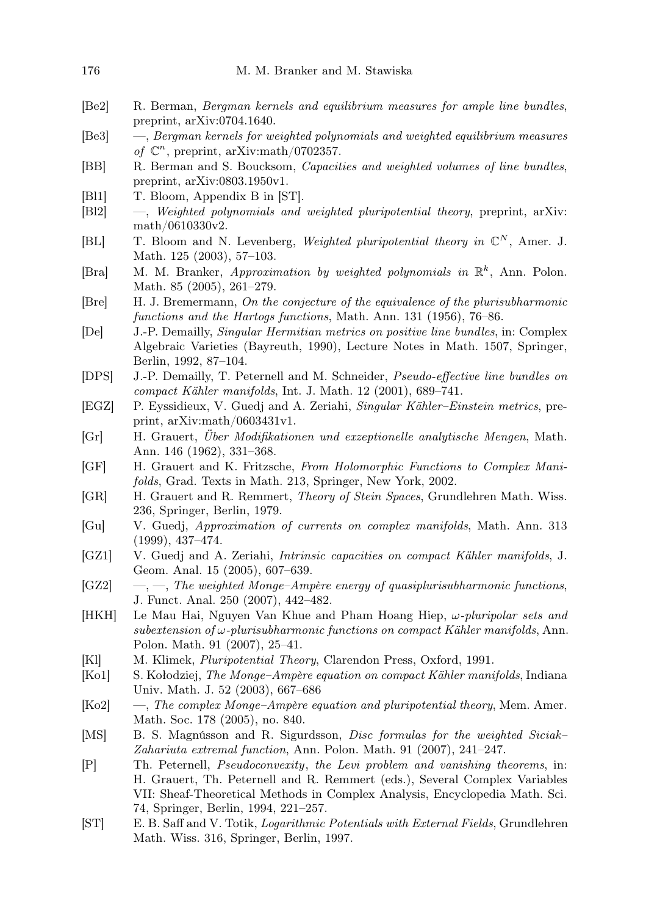[Be2] R. Berman, *Bergman kernels and equilibrium measures for ample line bundles*, preprint, arXiv:0704.1640.

[Be3] —, *Bergman kernels for weighted polynomials and weighted equilibrium measures of* $\mathbb{C}^n$, preprint, arXiv:math/0702357.

[BB] R. Berman and S. Boucksom, *Capacities and weighted volumes of line bundles*, preprint, arXiv:0803.1950v1.

[Bl1] T. Bloom, Appendix B in [ST].

[Bl2] —, *Weighted polynomials and weighted pluripotential theory*, preprint, arXiv: math/0610330v2.

[BL] T. Bloom and N. Levenberg, *Weighted pluripotential theory in* $\mathbb{C}^N$, Amer. J. Math. 125 (2003), 57–103.

[Bra] M. M. Branker, *Approximation by weighted polynomials in* $\mathbb{R}^k$, Ann. Polon. Math. 85 (2005), 261–279.

[Bre] H. J. Bremermann, *On the conjecture of the equivalence of the plurisubharmonic functions and the Hartogs functions*, Math. Ann. 131 (1956), 76–86.

[De] J.-P. Demailly, *Singular Hermitian metrics on positive line bundles*, in: Complex Algebraic Varieties (Bayreuth, 1990), Lecture Notes in Math. 1507, Springer, Berlin, 1992, 87–104.

[DPS] J.-P. Demailly, T. Peternell and M. Schneider, *Pseudo-effective line bundles on compact Kähler manifolds*, Int. J. Math. 12 (2001), 689–741.

[EGZ] P. Eyssidieux, V. Guedj and A. Zeriahi, *Singular Kähler–Einstein metrics*, preprint, arXiv:math/0603431v1.

[Gr] H. Grauert, *Über Modifikationen und exzeptionelle analytische Mengen*, Math. Ann. 146 (1962), 331–368.

[GF] H. Grauert and K. Fritzsche, *From Holomorphic Functions to Complex Manifolds*, Grad. Texts in Math. 213, Springer, New York, 2002.

[GR] H. Grauert and R. Remmert, *Theory of Stein Spaces*, Grundlehren Math. Wiss. 236, Springer, Berlin, 1979.

[Gu] V. Guedj, *Approximation of currents on complex manifolds*, Math. Ann. 313 (1999), 437–474.

[GZ1] V. Guedj and A. Zeriahi, *Intrinsic capacities on compact Kähler manifolds*, J. Geom. Anal. 15 (2005), 607–639.

[GZ2] —, —, *The weighted Monge–Ampère energy of quasiplurisubharmonic functions*, J. Funct. Anal. 250 (2007), 442–482.

[HKH] Le Mau Hai, Nguyen Van Khue and Pham Hoang Hiep, *ω-pluripolar sets and subextension of ω-plurisubharmonic functions on compact Kähler manifolds*, Ann. Polon. Math. 91 (2007), 25–41.

[Kl] M. Klimek, *Pluripotential Theory*, Clarendon Press, Oxford, 1991.

[Ko1] S. Kołodziej, *The Monge–Ampère equation on compact Kähler manifolds*, Indiana Univ. Math. J. 52 (2003), 667–686

[Ko2] —, *The complex Monge–Ampère equation and pluripotential theory*, Mem. Amer. Math. Soc. 178 (2005), no. 840.

[MS] B. S. Magnússon and R. Sigurdsson, *Disc formulas for the weighted Siciak–Zahariuta extremal function*, Ann. Polon. Math. 91 (2007), 241–247.

[P] Th. Peternell, *Pseudoconvexity, the Levi problem and vanishing theorems*, in: H. Grauert, Th. Peternell and R. Remmert (eds.), Several Complex Variables VII: Sheaf-Theoretical Methods in Complex Analysis, Encyclopedia Math. Sci. 74, Springer, Berlin, 1994, 221–257.

[ST] E. B. Saff and V. Totik, *Logarithmic Potentials with External Fields*, Grundlehren Math. Wiss. 316, Springer, Berlin, 1997.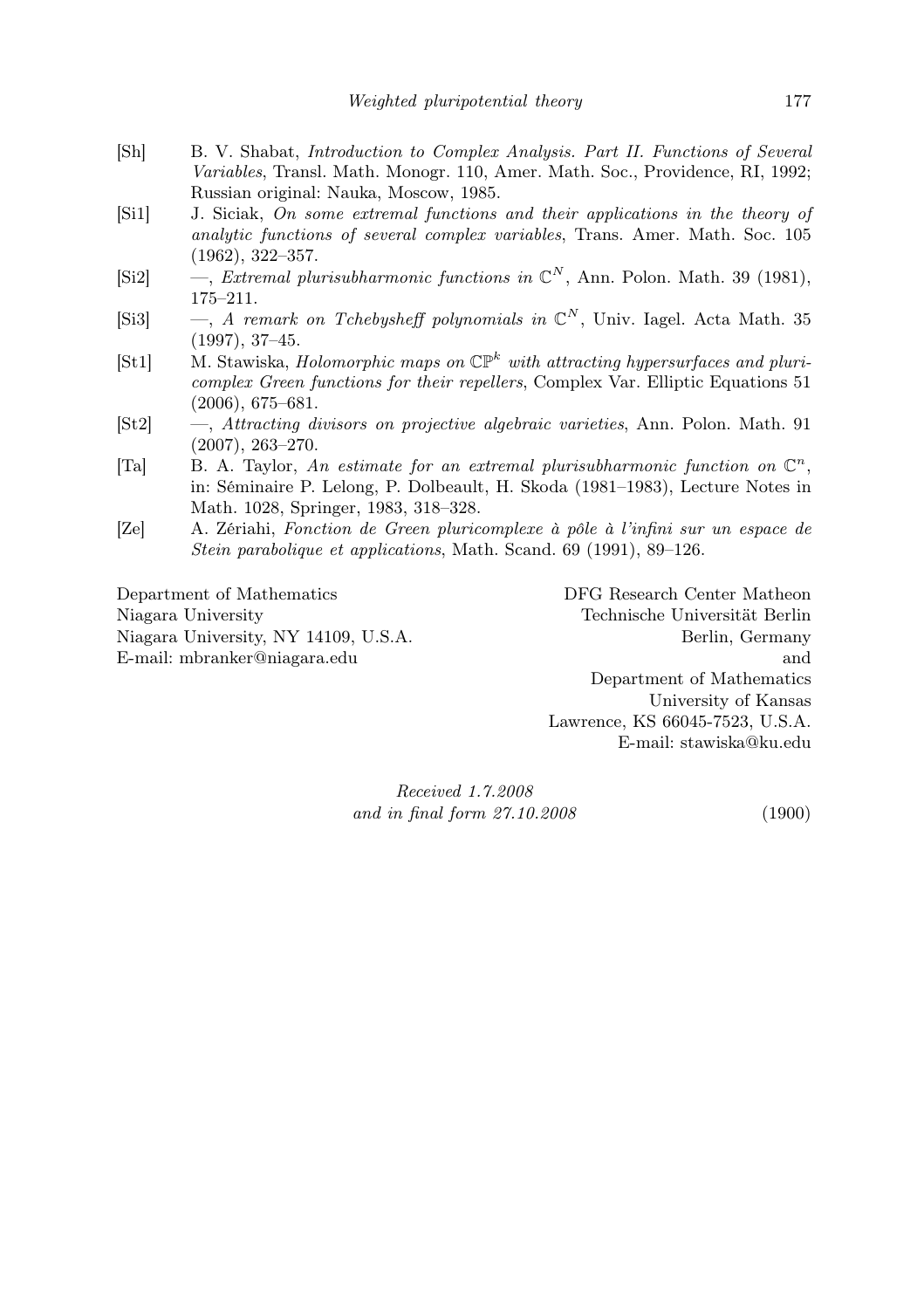[Sh] B. V. Shabat, *Introduction to Complex Analysis. Part II. Functions of Several Variables*, Transl. Math. Monogr. 110, Amer. Math. Soc., Providence, RI, 1992; Russian original: Nauka, Moscow, 1985.

[Si1] J. Siciak, *On some extremal functions and their applications in the theory of analytic functions of several complex variables*, Trans. Amer. Math. Soc. 105 (1962), 322–357.

[Si2] —, *Extremal plurisubharmonic functions in* $\mathbb{C}^N$, Ann. Polon. Math. 39 (1981), 175–211.

[Si3] —, *A remark on Tchebysheff polynomials in* $\mathbb{C}^N$, Univ. Iagel. Acta Math. 35 (1997), 37–45.

[St1] M. Stawiska, *Holomorphic maps on* $\mathbb{CP}^k$ *with attracting hypersurfaces and pluricomplex Green functions for their repellers*, Complex Var. Elliptic Equations 51 (2006), 675–681.

[St2] —, *Attracting divisors on projective algebraic varieties*, Ann. Polon. Math. 91 (2007), 263–270.

[Ta] B. A. Taylor, *An estimate for an extremal plurisubharmonic function on* $\mathbb{C}^n$, in: Séminaire P. Lelong, P. Dolbeault, H. Skoda (1981–1983), Lecture Notes in Math. 1028, Springer, 1983, 318–328.

[Ze] A. Zériahi, *Fonction de Green pluricomplexe à pôle à l'infini sur un espace de Stein parabolique et applications*, Math. Scand. 69 (1991), 89–126.

Department of Mathematics
Niagara University
Niagara University, NY 14109, U.S.A.
E-mail: mbranker@niagara.edu

DFG Research Center Matheon
Technische Universität Berlin
Berlin, Germany
and
Department of Mathematics
University of Kansas
Lawrence, KS 66045-7523, U.S.A.
E-mail: stawiska@ku.edu

*Received 1.7.2008*
*and in final form 27.10.2008* (1900)